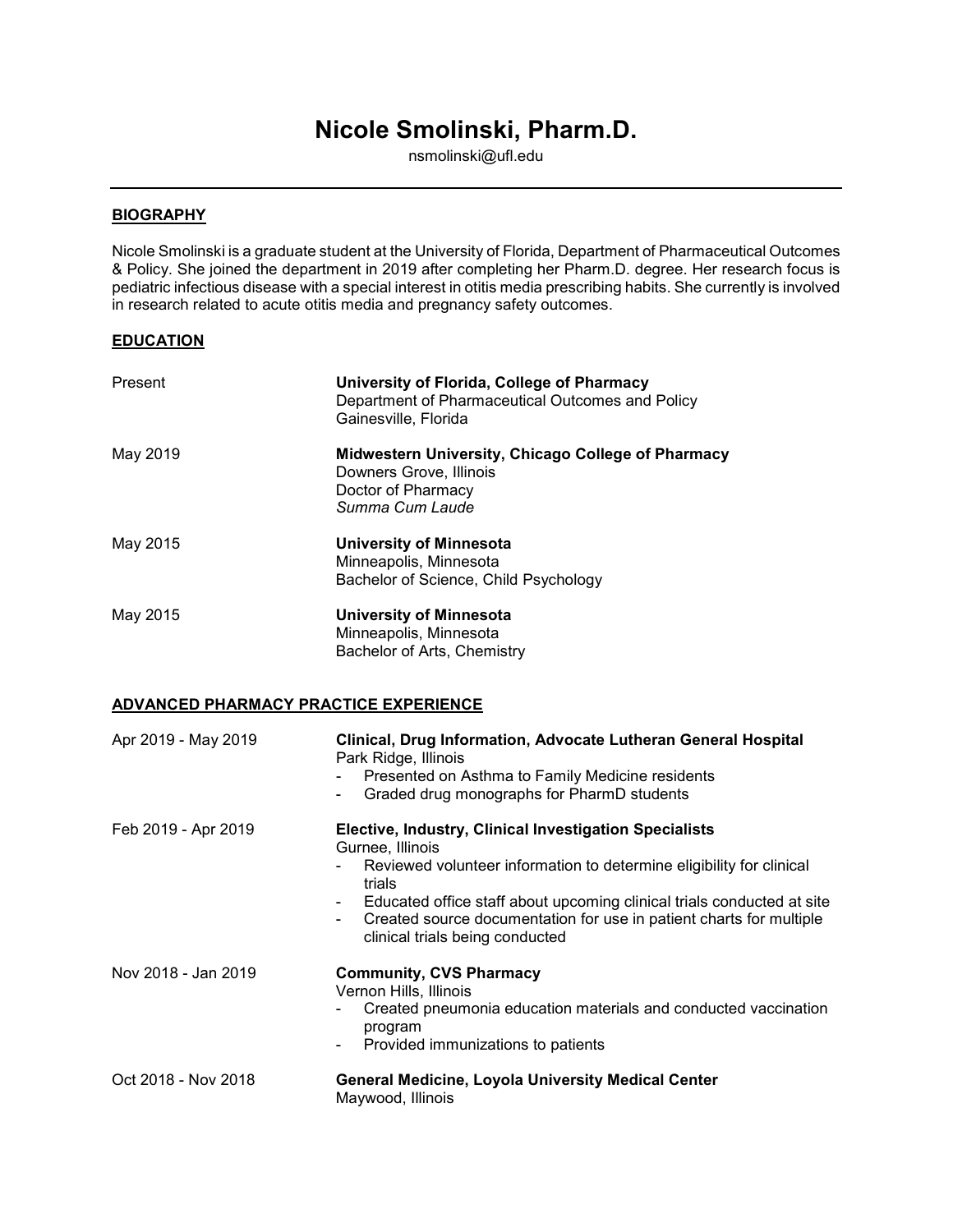# Nicole Smolinski, Pharm.D.

nsmolinski@ufl.edu

## BIOGRAPHY

Nicole Smolinski is a graduate student at the University of Florida, Department of Pharmaceutical Outcomes & Policy. She joined the department in 2019 after completing her Pharm.D. degree. Her research focus is pediatric infectious disease with a special interest in otitis media prescribing habits. She currently is involved in research related to acute otitis media and pregnancy safety outcomes.

## EDUCATION

Present — **University of Florida, College of Pharmacy**
Department of Pharmaceutical Outcomes and Policy
Gainesville, Florida

May 2019 — **Midwestern University, Chicago College of Pharmacy**
Downers Grove, Illinois
Doctor of Pharmacy
*Summa Cum Laude*

May 2015 — **University of Minnesota**
Minneapolis, Minnesota
Bachelor of Science, Child Psychology

May 2015 — **University of Minnesota**
Minneapolis, Minnesota
Bachelor of Arts, Chemistry

## ADVANCED PHARMACY PRACTICE EXPERIENCE

Apr 2019 - May 2019 — **Clinical, Drug Information, Advocate Lutheran General Hospital**
Park Ridge, Illinois
- Presented on Asthma to Family Medicine residents
- Graded drug monographs for PharmD students

Feb 2019 - Apr 2019 — **Elective, Industry, Clinical Investigation Specialists**
Gurnee, Illinois
- Reviewed volunteer information to determine eligibility for clinical trials
- Educated office staff about upcoming clinical trials conducted at site
- Created source documentation for use in patient charts for multiple clinical trials being conducted

Nov 2018 - Jan 2019 — **Community, CVS Pharmacy**
Vernon Hills, Illinois
- Created pneumonia education materials and conducted vaccination program
- Provided immunizations to patients

Oct 2018 - Nov 2018 — **General Medicine, Loyola University Medical Center**
Maywood, Illinois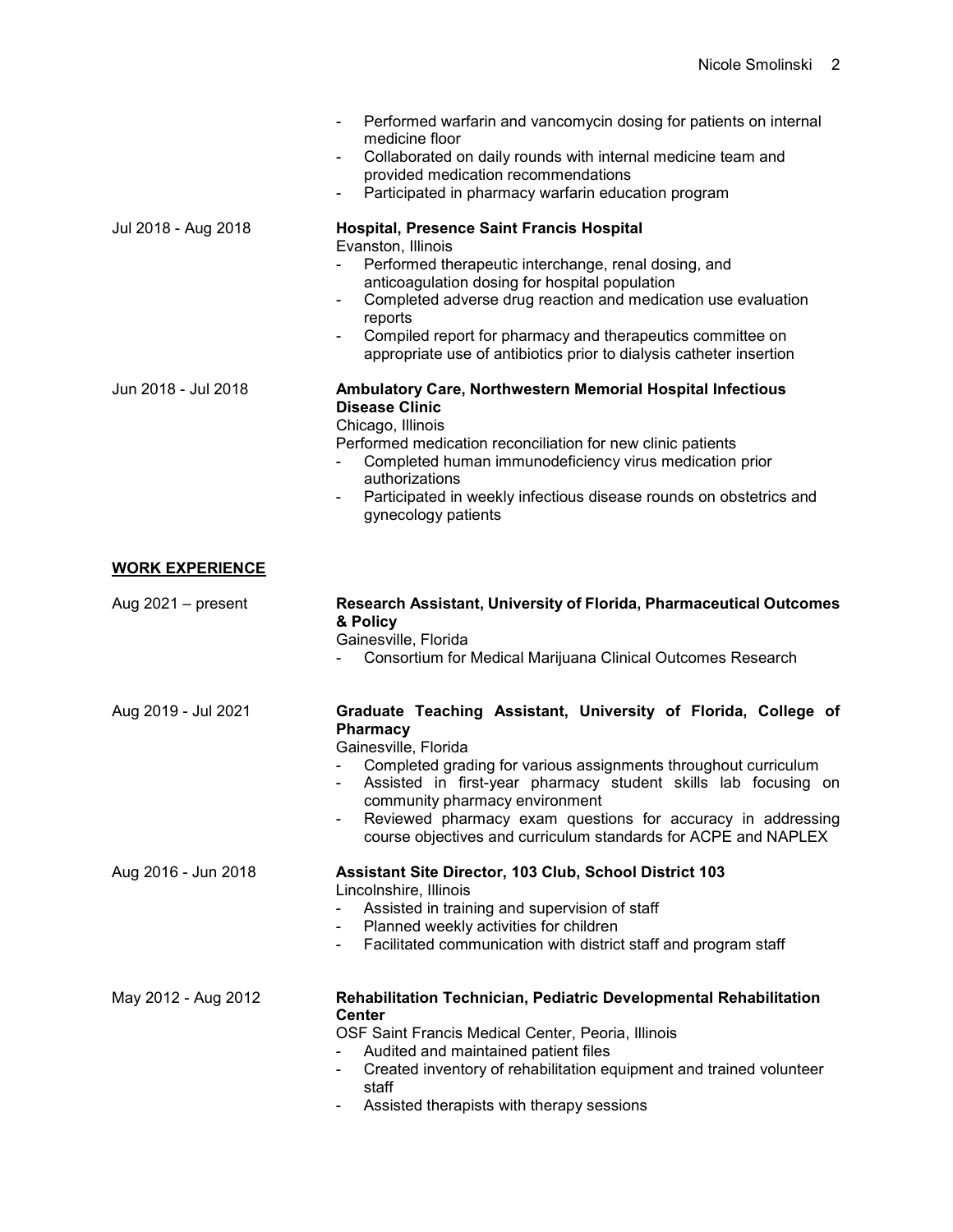- Performed warfarin and vancomycin dosing for patients on internal medicine floor
- Collaborated on daily rounds with internal medicine team and provided medication recommendations
- Participated in pharmacy warfarin education program

Jul 2018 - Aug 2018

**Hospital, Presence Saint Francis Hospital**
Evanston, Illinois

- Performed therapeutic interchange, renal dosing, and anticoagulation dosing for hospital population
- Completed adverse drug reaction and medication use evaluation reports
- Compiled report for pharmacy and therapeutics committee on appropriate use of antibiotics prior to dialysis catheter insertion

Jun 2018 - Jul 2018

**Ambulatory Care, Northwestern Memorial Hospital Infectious Disease Clinic**
Chicago, Illinois
Performed medication reconciliation for new clinic patients

- Completed human immunodeficiency virus medication prior authorizations
- Participated in weekly infectious disease rounds on obstetrics and gynecology patients

## WORK EXPERIENCE

Aug 2021 – present

**Research Assistant, University of Florida, Pharmaceutical Outcomes & Policy**
Gainesville, Florida

- Consortium for Medical Marijuana Clinical Outcomes Research

Aug 2019 - Jul 2021

**Graduate Teaching Assistant, University of Florida, College of Pharmacy**
Gainesville, Florida

- Completed grading for various assignments throughout curriculum
- Assisted in first-year pharmacy student skills lab focusing on community pharmacy environment
- Reviewed pharmacy exam questions for accuracy in addressing course objectives and curriculum standards for ACPE and NAPLEX

Aug 2016 - Jun 2018

**Assistant Site Director, 103 Club, School District 103**
Lincolnshire, Illinois

- Assisted in training and supervision of staff
- Planned weekly activities for children
- Facilitated communication with district staff and program staff

May 2012 - Aug 2012

**Rehabilitation Technician, Pediatric Developmental Rehabilitation Center**
OSF Saint Francis Medical Center, Peoria, Illinois

- Audited and maintained patient files
- Created inventory of rehabilitation equipment and trained volunteer staff
- Assisted therapists with therapy sessions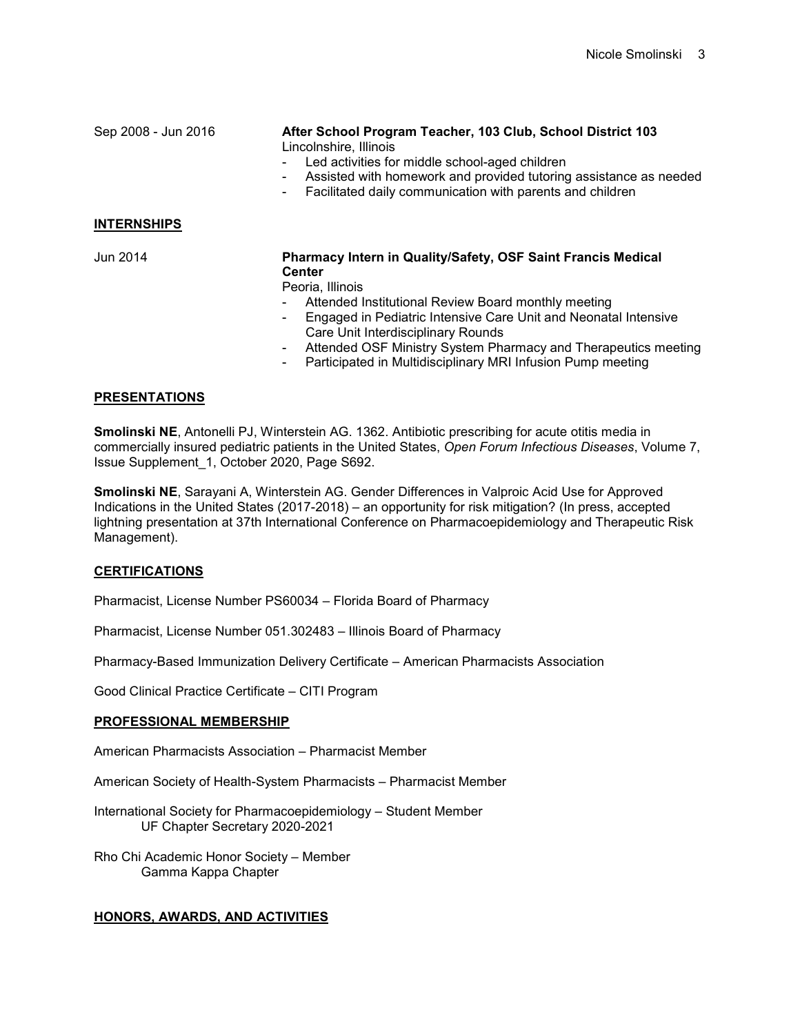Sep 2008 - Jun 2016 **After School Program Teacher, 103 Club, School District 103**
Lincolnshire, Illinois

- Led activities for middle school-aged children
- Assisted with homework and provided tutoring assistance as needed
- Facilitated daily communication with parents and children

## INTERNSHIPS

Jun 2014 **Pharmacy Intern in Quality/Safety, OSF Saint Francis Medical Center**
Peoria, Illinois

- Attended Institutional Review Board monthly meeting
- Engaged in Pediatric Intensive Care Unit and Neonatal Intensive Care Unit Interdisciplinary Rounds
- Attended OSF Ministry System Pharmacy and Therapeutics meeting
- Participated in Multidisciplinary MRI Infusion Pump meeting

## PRESENTATIONS

**Smolinski NE**, Antonelli PJ, Winterstein AG. 1362. Antibiotic prescribing for acute otitis media in commercially insured pediatric patients in the United States, *Open Forum Infectious Diseases*, Volume 7, Issue Supplement_1, October 2020, Page S692.

**Smolinski NE**, Sarayani A, Winterstein AG. Gender Differences in Valproic Acid Use for Approved Indications in the United States (2017-2018) – an opportunity for risk mitigation? (In press, accepted lightning presentation at 37th International Conference on Pharmacoepidemiology and Therapeutic Risk Management).

## CERTIFICATIONS

Pharmacist, License Number PS60034 – Florida Board of Pharmacy

Pharmacist, License Number 051.302483 – Illinois Board of Pharmacy

Pharmacy-Based Immunization Delivery Certificate – American Pharmacists Association

Good Clinical Practice Certificate – CITI Program

## PROFESSIONAL MEMBERSHIP

American Pharmacists Association – Pharmacist Member

American Society of Health-System Pharmacists – Pharmacist Member

International Society for Pharmacoepidemiology – Student Member
UF Chapter Secretary 2020-2021

Rho Chi Academic Honor Society – Member
Gamma Kappa Chapter

## HONORS, AWARDS, AND ACTIVITIES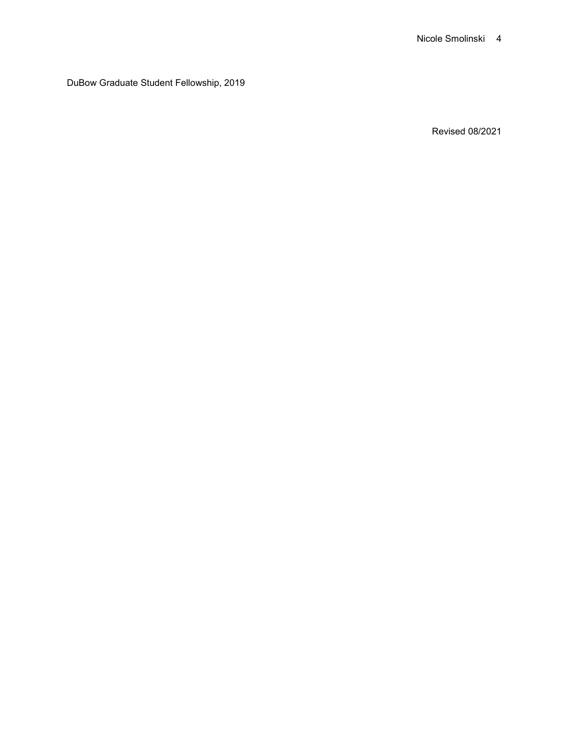DuBow Graduate Student Fellowship, 2019

Revised 08/2021